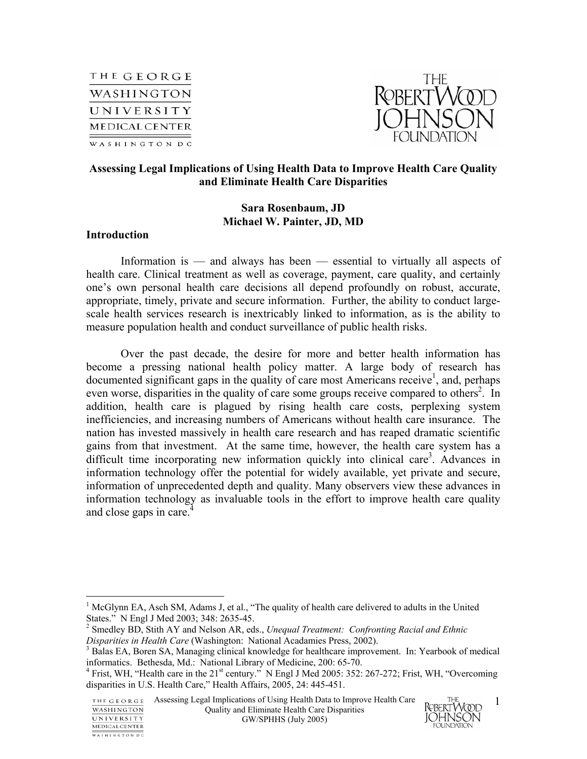# Assessing Legal Implications of Using Health Data to Improve Health Care Quality and Eliminate Health Care Disparities

**Sara Rosenbaum, JD**
**Michael W. Painter, JD, MD**

## Introduction

Information is — and always has been — essential to virtually all aspects of health care. Clinical treatment as well as coverage, payment, care quality, and certainly one's own personal health care decisions all depend profoundly on robust, accurate, appropriate, timely, private and secure information. Further, the ability to conduct large-scale health services research is inextricably linked to information, as is the ability to measure population health and conduct surveillance of public health risks.

Over the past decade, the desire for more and better health information has become a pressing national health policy matter. A large body of research has documented significant gaps in the quality of care most Americans receive[1], and, perhaps even worse, disparities in the quality of care some groups receive compared to others[2]. In addition, health care is plagued by rising health care costs, perplexing system inefficiencies, and increasing numbers of Americans without health care insurance. The nation has invested massively in health care research and has reaped dramatic scientific gains from that investment. At the same time, however, the health care system has a difficult time incorporating new information quickly into clinical care[3]. Advances in information technology offer the potential for widely available, yet private and secure, information of unprecedented depth and quality. Many observers view these advances in information technology as invaluable tools in the effort to improve health care quality and close gaps in care.[4]

---

[1] McGlynn EA, Asch SM, Adams J, et al., "The quality of health care delivered to adults in the United States." N Engl J Med 2003; 348: 2635-45.

[2] Smedley BD, Stith AY and Nelson AR, eds., *Unequal Treatment: Confronting Racial and Ethnic Disparities in Health Care* (Washington: National Acadamies Press, 2002).

[3] Balas EA, Boren SA, Managing clinical knowledge for healthcare improvement. In: Yearbook of medical informatics. Bethesda, Md.: National Library of Medicine, 200: 65-70.

[4] Frist, WH, "Health care in the 21st century." N Engl J Med 2005: 352: 267-272; Frist, WH, "Overcoming disparities in U.S. Health Care," Health Affairs, 2005, 24: 445-451.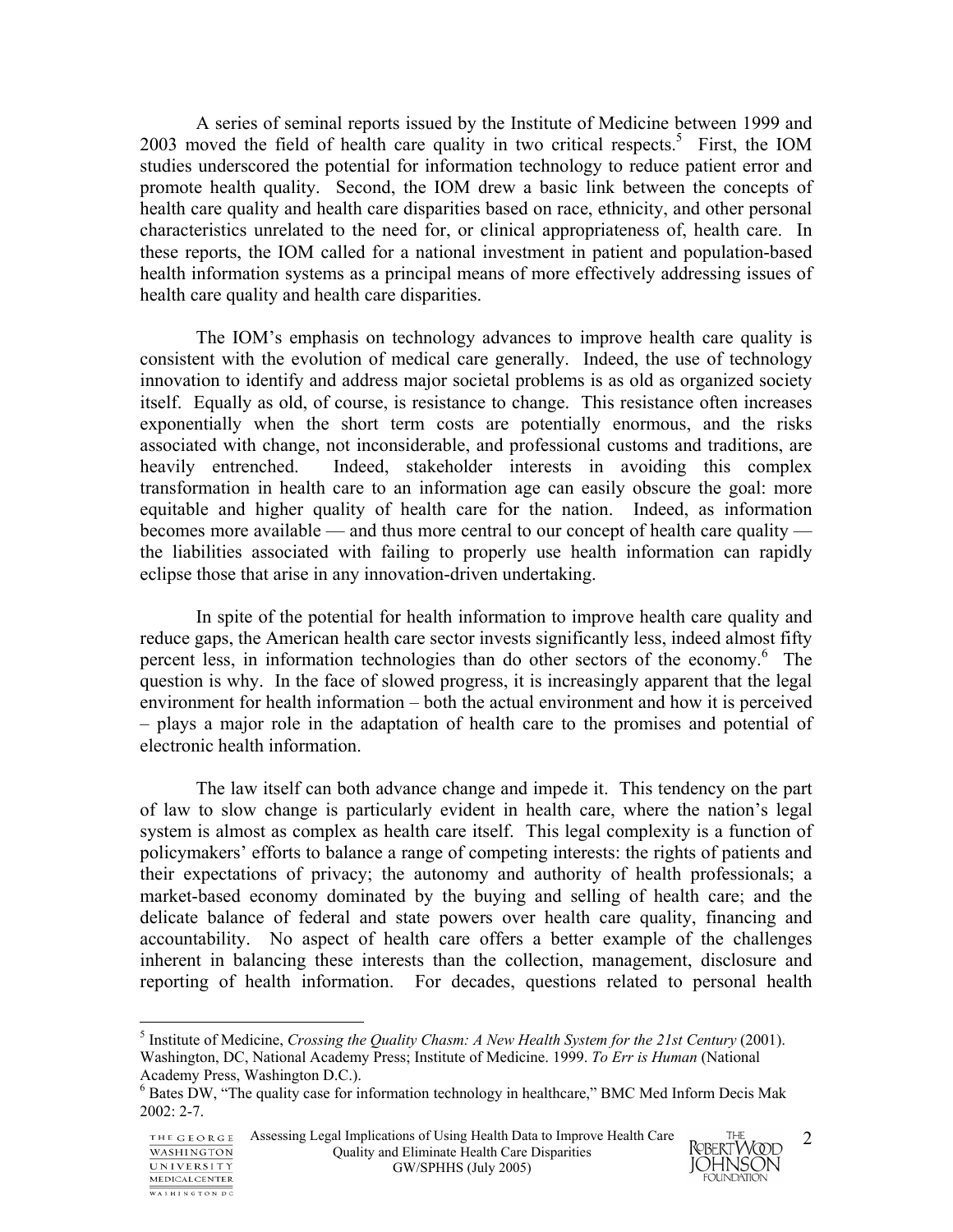A series of seminal reports issued by the Institute of Medicine between 1999 and 2003 moved the field of health care quality in two critical respects.[5] First, the IOM studies underscored the potential for information technology to reduce patient error and promote health quality. Second, the IOM drew a basic link between the concepts of health care quality and health care disparities based on race, ethnicity, and other personal characteristics unrelated to the need for, or clinical appropriateness of, health care. In these reports, the IOM called for a national investment in patient and population-based health information systems as a principal means of more effectively addressing issues of health care quality and health care disparities.

The IOM's emphasis on technology advances to improve health care quality is consistent with the evolution of medical care generally. Indeed, the use of technology innovation to identify and address major societal problems is as old as organized society itself. Equally as old, of course, is resistance to change. This resistance often increases exponentially when the short term costs are potentially enormous, and the risks associated with change, not inconsiderable, and professional customs and traditions, are heavily entrenched. Indeed, stakeholder interests in avoiding this complex transformation in health care to an information age can easily obscure the goal: more equitable and higher quality of health care for the nation. Indeed, as information becomes more available — and thus more central to our concept of health care quality — the liabilities associated with failing to properly use health information can rapidly eclipse those that arise in any innovation-driven undertaking.

In spite of the potential for health information to improve health care quality and reduce gaps, the American health care sector invests significantly less, indeed almost fifty percent less, in information technologies than do other sectors of the economy.[6] The question is why. In the face of slowed progress, it is increasingly apparent that the legal environment for health information – both the actual environment and how it is perceived – plays a major role in the adaptation of health care to the promises and potential of electronic health information.

The law itself can both advance change and impede it. This tendency on the part of law to slow change is particularly evident in health care, where the nation's legal system is almost as complex as health care itself. This legal complexity is a function of policymakers' efforts to balance a range of competing interests: the rights of patients and their expectations of privacy; the autonomy and authority of health professionals; a market-based economy dominated by the buying and selling of health care; and the delicate balance of federal and state powers over health care quality, financing and accountability. No aspect of health care offers a better example of the challenges inherent in balancing these interests than the collection, management, disclosure and reporting of health information. For decades, questions related to personal health

---

[5] Institute of Medicine, *Crossing the Quality Chasm: A New Health System for the 21st Century* (2001). Washington, DC, National Academy Press; Institute of Medicine. 1999. *To Err is Human* (National Academy Press, Washington D.C.).

[6] Bates DW, "The quality case for information technology in healthcare," BMC Med Inform Decis Mak 2002: 2-7.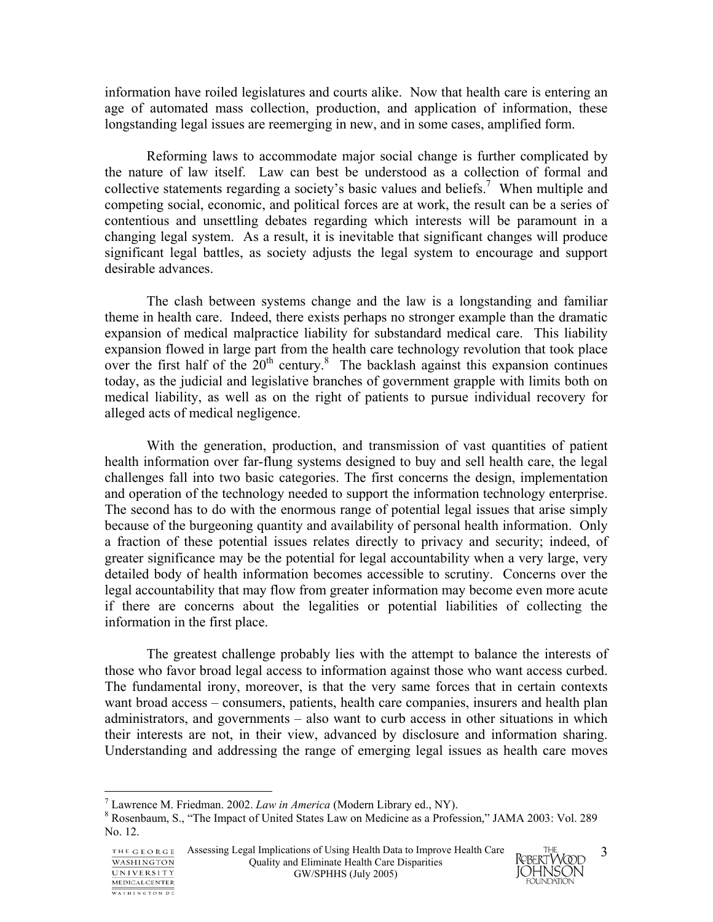information have roiled legislatures and courts alike. Now that health care is entering an age of automated mass collection, production, and application of information, these longstanding legal issues are reemerging in new, and in some cases, amplified form.

Reforming laws to accommodate major social change is further complicated by the nature of law itself. Law can best be understood as a collection of formal and collective statements regarding a society's basic values and beliefs.[7] When multiple and competing social, economic, and political forces are at work, the result can be a series of contentious and unsettling debates regarding which interests will be paramount in a changing legal system. As a result, it is inevitable that significant changes will produce significant legal battles, as society adjusts the legal system to encourage and support desirable advances.

The clash between systems change and the law is a longstanding and familiar theme in health care. Indeed, there exists perhaps no stronger example than the dramatic expansion of medical malpractice liability for substandard medical care. This liability expansion flowed in large part from the health care technology revolution that took place over the first half of the 20th century.[8] The backlash against this expansion continues today, as the judicial and legislative branches of government grapple with limits both on medical liability, as well as on the right of patients to pursue individual recovery for alleged acts of medical negligence.

With the generation, production, and transmission of vast quantities of patient health information over far-flung systems designed to buy and sell health care, the legal challenges fall into two basic categories. The first concerns the design, implementation and operation of the technology needed to support the information technology enterprise. The second has to do with the enormous range of potential legal issues that arise simply because of the burgeoning quantity and availability of personal health information. Only a fraction of these potential issues relates directly to privacy and security; indeed, of greater significance may be the potential for legal accountability when a very large, very detailed body of health information becomes accessible to scrutiny. Concerns over the legal accountability that may flow from greater information may become even more acute if there are concerns about the legalities or potential liabilities of collecting the information in the first place.

The greatest challenge probably lies with the attempt to balance the interests of those who favor broad legal access to information against those who want access curbed. The fundamental irony, moreover, is that the very same forces that in certain contexts want broad access – consumers, patients, health care companies, insurers and health plan administrators, and governments – also want to curb access in other situations in which their interests are not, in their view, advanced by disclosure and information sharing. Understanding and addressing the range of emerging legal issues as health care moves

---

[7] Lawrence M. Friedman. 2002. *Law in America* (Modern Library ed., NY).

[8] Rosenbaum, S., "The Impact of United States Law on Medicine as a Profession," JAMA 2003: Vol. 289 No. 12.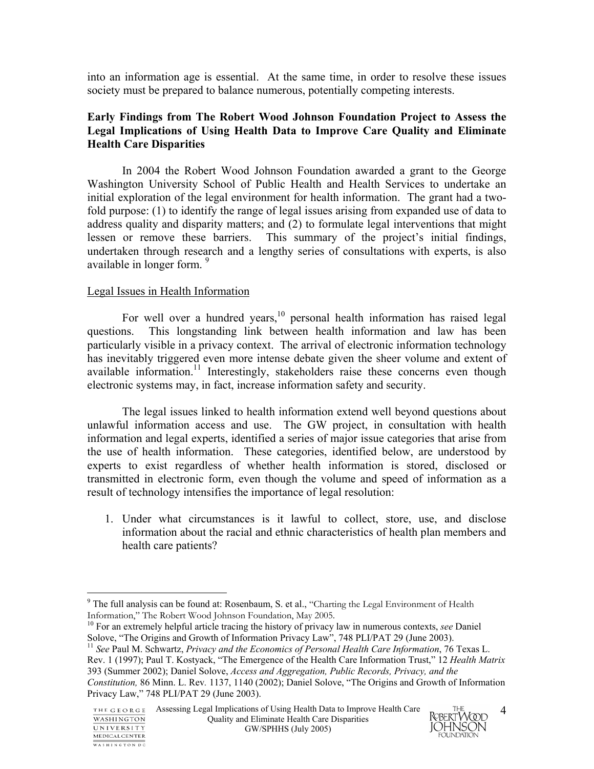into an information age is essential. At the same time, in order to resolve these issues society must be prepared to balance numerous, potentially competing interests.

**Early Findings from The Robert Wood Johnson Foundation Project to Assess the Legal Implications of Using Health Data to Improve Care Quality and Eliminate Health Care Disparities**

In 2004 the Robert Wood Johnson Foundation awarded a grant to the George Washington University School of Public Health and Health Services to undertake an initial exploration of the legal environment for health information. The grant had a two-fold purpose: (1) to identify the range of legal issues arising from expanded use of data to address quality and disparity matters; and (2) to formulate legal interventions that might lessen or remove these barriers. This summary of the project's initial findings, undertaken through research and a lengthy series of consultations with experts, is also available in longer form. [9]

<u>Legal Issues in Health Information</u>

For well over a hundred years,[10] personal health information has raised legal questions. This longstanding link between health information and law has been particularly visible in a privacy context. The arrival of electronic information technology has inevitably triggered even more intense debate given the sheer volume and extent of available information.[11] Interestingly, stakeholders raise these concerns even though electronic systems may, in fact, increase information safety and security.

The legal issues linked to health information extend well beyond questions about unlawful information access and use. The GW project, in consultation with health information and legal experts, identified a series of major issue categories that arise from the use of health information. These categories, identified below, are understood by experts to exist regardless of whether health information is stored, disclosed or transmitted in electronic form, even though the volume and speed of information as a result of technology intensifies the importance of legal resolution:

1. Under what circumstances is it lawful to collect, store, use, and disclose information about the racial and ethnic characteristics of health plan members and health care patients?

---

[9] The full analysis can be found at: Rosenbaum, S. et al., "Charting the Legal Environment of Health Information," The Robert Wood Johnson Foundation, May 2005.

[10] For an extremely helpful article tracing the history of privacy law in numerous contexts, *see* Daniel Solove, "The Origins and Growth of Information Privacy Law", 748 PLI/PAT 29 (June 2003).

[11] *See* Paul M. Schwartz, *Privacy and the Economics of Personal Health Care Information*, 76 Texas L. Rev. 1 (1997); Paul T. Kostyack, "The Emergence of the Health Care Information Trust," 12 *Health Matrix* 393 (Summer 2002); Daniel Solove, *Access and Aggregation, Public Records, Privacy, and the Constitution,* 86 Minn. L. Rev. 1137, 1140 (2002); Daniel Solove, "The Origins and Growth of Information Privacy Law," 748 PLI/PAT 29 (June 2003).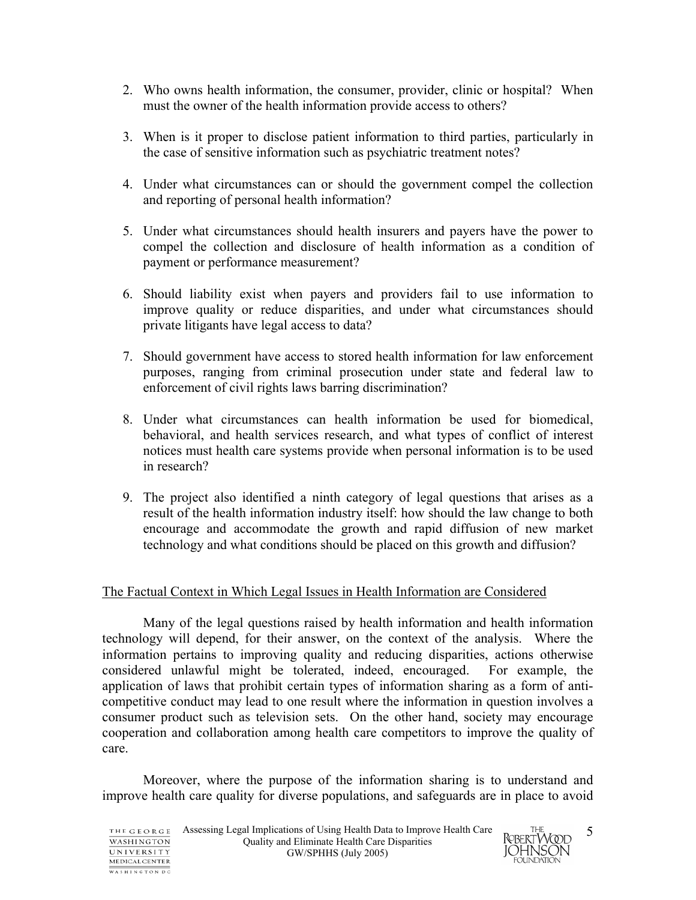2. Who owns health information, the consumer, provider, clinic or hospital? When must the owner of the health information provide access to others?

3. When is it proper to disclose patient information to third parties, particularly in the case of sensitive information such as psychiatric treatment notes?

4. Under what circumstances can or should the government compel the collection and reporting of personal health information?

5. Under what circumstances should health insurers and payers have the power to compel the collection and disclosure of health information as a condition of payment or performance measurement?

6. Should liability exist when payers and providers fail to use information to improve quality or reduce disparities, and under what circumstances should private litigants have legal access to data?

7. Should government have access to stored health information for law enforcement purposes, ranging from criminal prosecution under state and federal law to enforcement of civil rights laws barring discrimination?

8. Under what circumstances can health information be used for biomedical, behavioral, and health services research, and what types of conflict of interest notices must health care systems provide when personal information is to be used in research?

9. The project also identified a ninth category of legal questions that arises as a result of the health information industry itself: how should the law change to both encourage and accommodate the growth and rapid diffusion of new market technology and what conditions should be placed on this growth and diffusion?

## The Factual Context in Which Legal Issues in Health Information are Considered

Many of the legal questions raised by health information and health information technology will depend, for their answer, on the context of the analysis. Where the information pertains to improving quality and reducing disparities, actions otherwise considered unlawful might be tolerated, indeed, encouraged. For example, the application of laws that prohibit certain types of information sharing as a form of anti-competitive conduct may lead to one result where the information in question involves a consumer product such as television sets. On the other hand, society may encourage cooperation and collaboration among health care competitors to improve the quality of care.

Moreover, where the purpose of the information sharing is to understand and improve health care quality for diverse populations, and safeguards are in place to avoid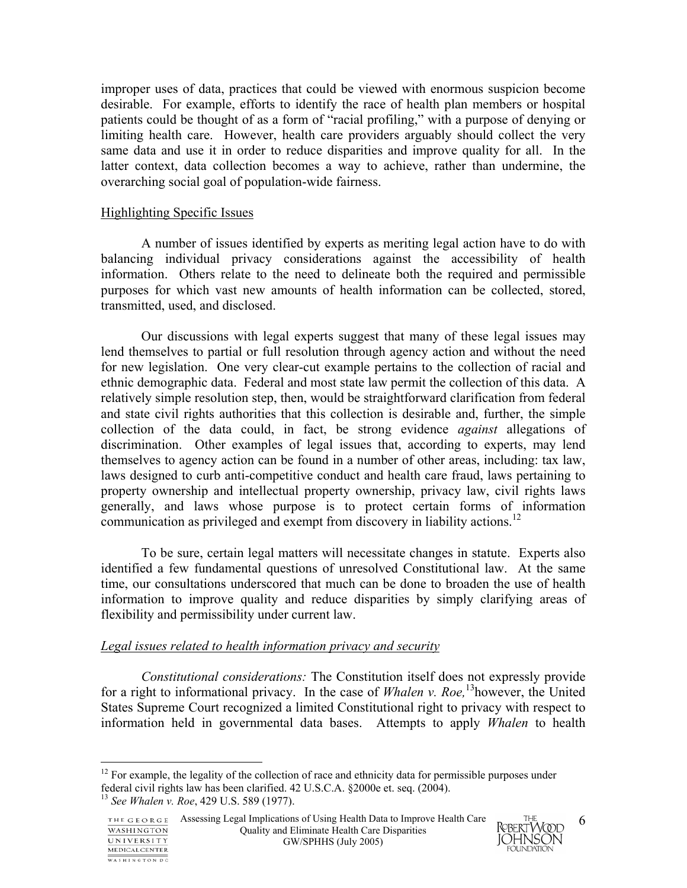improper uses of data, practices that could be viewed with enormous suspicion become desirable. For example, efforts to identify the race of health plan members or hospital patients could be thought of as a form of "racial profiling," with a purpose of denying or limiting health care. However, health care providers arguably should collect the very same data and use it in order to reduce disparities and improve quality for all. In the latter context, data collection becomes a way to achieve, rather than undermine, the overarching social goal of population-wide fairness.

<u>Highlighting Specific Issues</u>

A number of issues identified by experts as meriting legal action have to do with balancing individual privacy considerations against the accessibility of health information. Others relate to the need to delineate both the required and permissible purposes for which vast new amounts of health information can be collected, stored, transmitted, used, and disclosed.

Our discussions with legal experts suggest that many of these legal issues may lend themselves to partial or full resolution through agency action and without the need for new legislation. One very clear-cut example pertains to the collection of racial and ethnic demographic data. Federal and most state law permit the collection of this data. A relatively simple resolution step, then, would be straightforward clarification from federal and state civil rights authorities that this collection is desirable and, further, the simple collection of the data could, in fact, be strong evidence *against* allegations of discrimination. Other examples of legal issues that, according to experts, may lend themselves to agency action can be found in a number of other areas, including: tax law, laws designed to curb anti-competitive conduct and health care fraud, laws pertaining to property ownership and intellectual property ownership, privacy law, civil rights laws generally, and laws whose purpose is to protect certain forms of information communication as privileged and exempt from discovery in liability actions.[12]

To be sure, certain legal matters will necessitate changes in statute. Experts also identified a few fundamental questions of unresolved Constitutional law. At the same time, our consultations underscored that much can be done to broaden the use of health information to improve quality and reduce disparities by simply clarifying areas of flexibility and permissibility under current law.

*<u>Legal issues related to health information privacy and security</u>*

*Constitutional considerations:* The Constitution itself does not expressly provide for a right to informational privacy. In the case of *Whalen v. Roe,*[13] however, the United States Supreme Court recognized a limited Constitutional right to privacy with respect to information held in governmental data bases. Attempts to apply *Whalen* to health

---

[12] For example, the legality of the collection of race and ethnicity data for permissible purposes under federal civil rights law has been clarified. 42 U.S.C.A. §2000e et. seq. (2004).

[13] *See Whalen v. Roe*, 429 U.S. 589 (1977).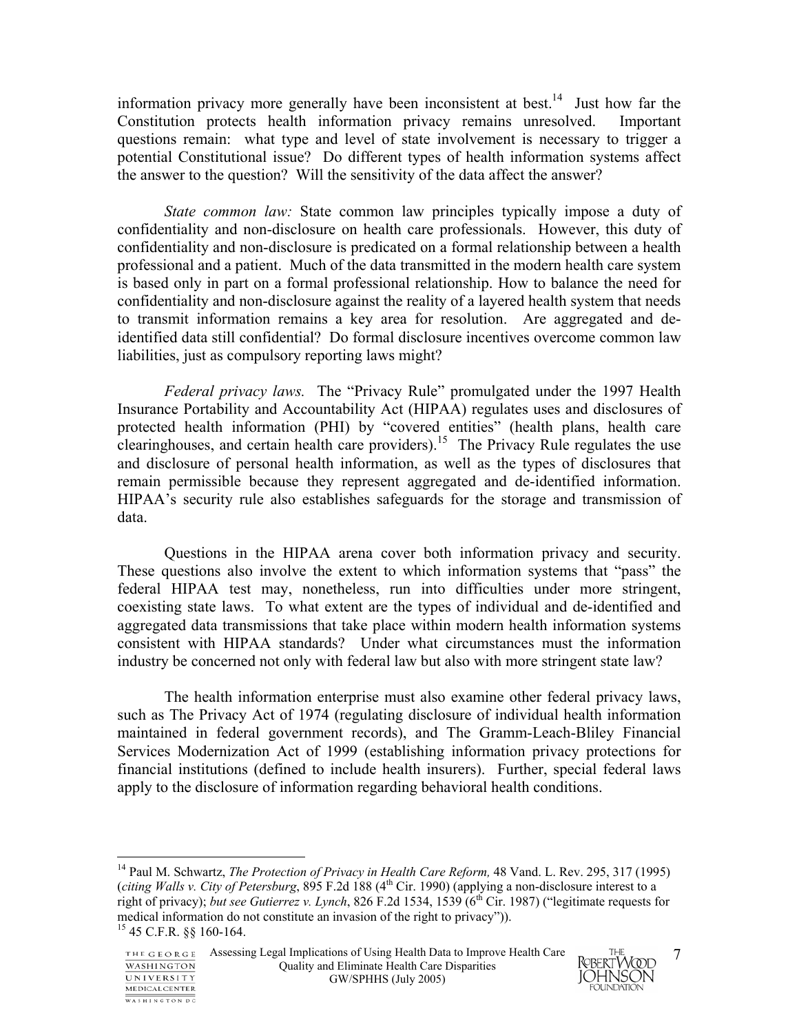information privacy more generally have been inconsistent at best.[14] Just how far the Constitution protects health information privacy remains unresolved. Important questions remain: what type and level of state involvement is necessary to trigger a potential Constitutional issue? Do different types of health information systems affect the answer to the question? Will the sensitivity of the data affect the answer?

*State common law:* State common law principles typically impose a duty of confidentiality and non-disclosure on health care professionals. However, this duty of confidentiality and non-disclosure is predicated on a formal relationship between a health professional and a patient. Much of the data transmitted in the modern health care system is based only in part on a formal professional relationship. How to balance the need for confidentiality and non-disclosure against the reality of a layered health system that needs to transmit information remains a key area for resolution. Are aggregated and de-identified data still confidential? Do formal disclosure incentives overcome common law liabilities, just as compulsory reporting laws might?

*Federal privacy laws.* The "Privacy Rule" promulgated under the 1997 Health Insurance Portability and Accountability Act (HIPAA) regulates uses and disclosures of protected health information (PHI) by "covered entities" (health plans, health care clearinghouses, and certain health care providers).[15] The Privacy Rule regulates the use and disclosure of personal health information, as well as the types of disclosures that remain permissible because they represent aggregated and de-identified information. HIPAA's security rule also establishes safeguards for the storage and transmission of data.

Questions in the HIPAA arena cover both information privacy and security. These questions also involve the extent to which information systems that "pass" the federal HIPAA test may, nonetheless, run into difficulties under more stringent, coexisting state laws. To what extent are the types of individual and de-identified and aggregated data transmissions that take place within modern health information systems consistent with HIPAA standards? Under what circumstances must the information industry be concerned not only with federal law but also with more stringent state law?

The health information enterprise must also examine other federal privacy laws, such as The Privacy Act of 1974 (regulating disclosure of individual health information maintained in federal government records), and The Gramm-Leach-Bliley Financial Services Modernization Act of 1999 (establishing information privacy protections for financial institutions (defined to include health insurers). Further, special federal laws apply to the disclosure of information regarding behavioral health conditions.

---

[14] Paul M. Schwartz, *The Protection of Privacy in Health Care Reform,* 48 Vand. L. Rev. 295, 317 (1995) (*citing Walls v. City of Petersburg*, 895 F.2d 188 (4th Cir. 1990) (applying a non-disclosure interest to a right of privacy); *but see Gutierrez v. Lynch*, 826 F.2d 1534, 1539 (6th Cir. 1987) ("legitimate requests for medical information do not constitute an invasion of the right to privacy")).

[15] 45 C.F.R. §§ 160-164.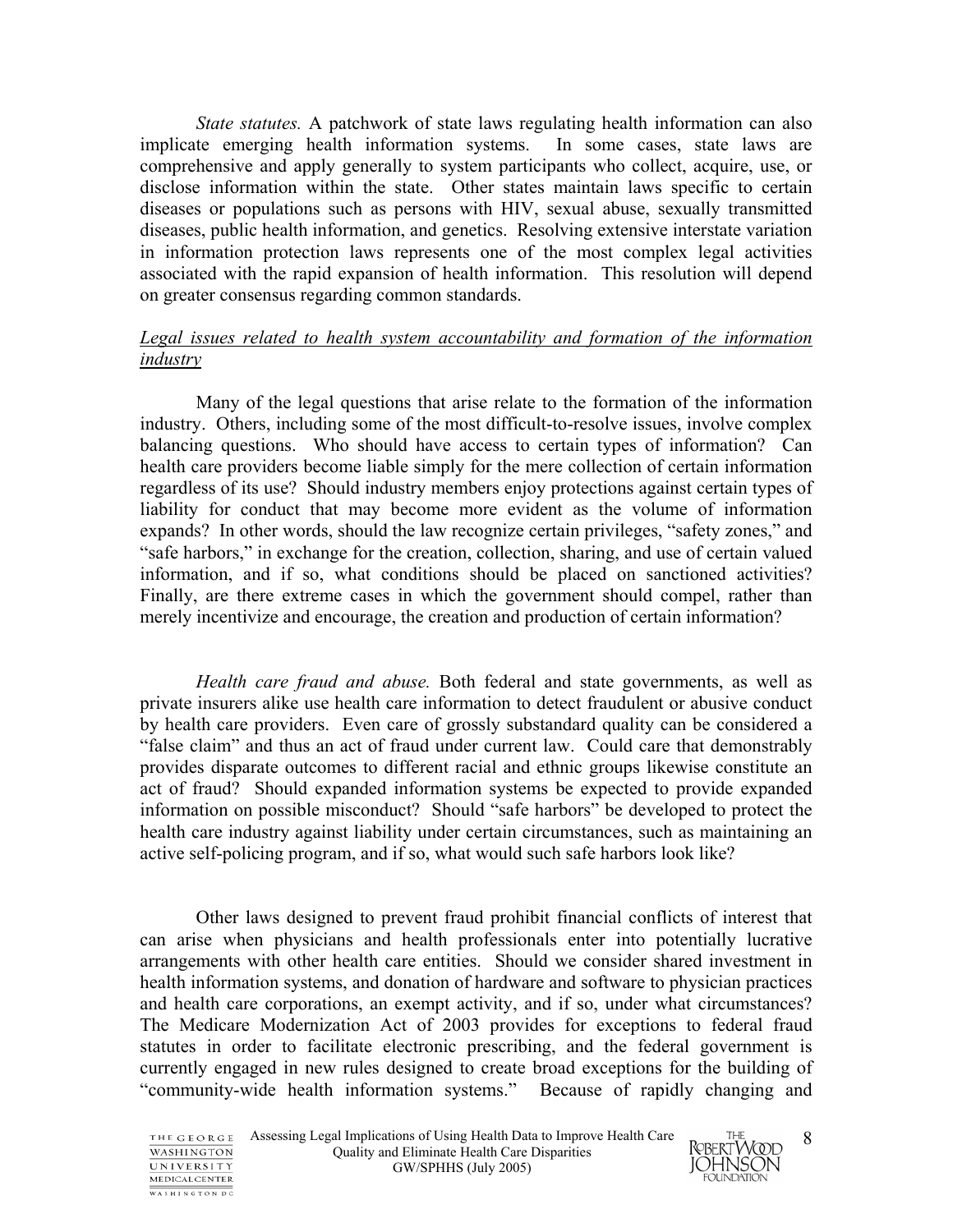*State statutes.* A patchwork of state laws regulating health information can also implicate emerging health information systems. In some cases, state laws are comprehensive and apply generally to system participants who collect, acquire, use, or disclose information within the state. Other states maintain laws specific to certain diseases or populations such as persons with HIV, sexual abuse, sexually transmitted diseases, public health information, and genetics. Resolving extensive interstate variation in information protection laws represents one of the most complex legal activities associated with the rapid expansion of health information. This resolution will depend on greater consensus regarding common standards.

<u>Legal issues related to health system accountability and formation of the information industry</u>

Many of the legal questions that arise relate to the formation of the information industry. Others, including some of the most difficult-to-resolve issues, involve complex balancing questions. Who should have access to certain types of information? Can health care providers become liable simply for the mere collection of certain information regardless of its use? Should industry members enjoy protections against certain types of liability for conduct that may become more evident as the volume of information expands? In other words, should the law recognize certain privileges, "safety zones," and "safe harbors," in exchange for the creation, collection, sharing, and use of certain valued information, and if so, what conditions should be placed on sanctioned activities? Finally, are there extreme cases in which the government should compel, rather than merely incentivize and encourage, the creation and production of certain information?

*Health care fraud and abuse.* Both federal and state governments, as well as private insurers alike use health care information to detect fraudulent or abusive conduct by health care providers. Even care of grossly substandard quality can be considered a "false claim" and thus an act of fraud under current law. Could care that demonstrably provides disparate outcomes to different racial and ethnic groups likewise constitute an act of fraud? Should expanded information systems be expected to provide expanded information on possible misconduct? Should "safe harbors" be developed to protect the health care industry against liability under certain circumstances, such as maintaining an active self-policing program, and if so, what would such safe harbors look like?

Other laws designed to prevent fraud prohibit financial conflicts of interest that can arise when physicians and health professionals enter into potentially lucrative arrangements with other health care entities. Should we consider shared investment in health information systems, and donation of hardware and software to physician practices and health care corporations, an exempt activity, and if so, under what circumstances? The Medicare Modernization Act of 2003 provides for exceptions to federal fraud statutes in order to facilitate electronic prescribing, and the federal government is currently engaged in new rules designed to create broad exceptions for the building of "community-wide health information systems." Because of rapidly changing and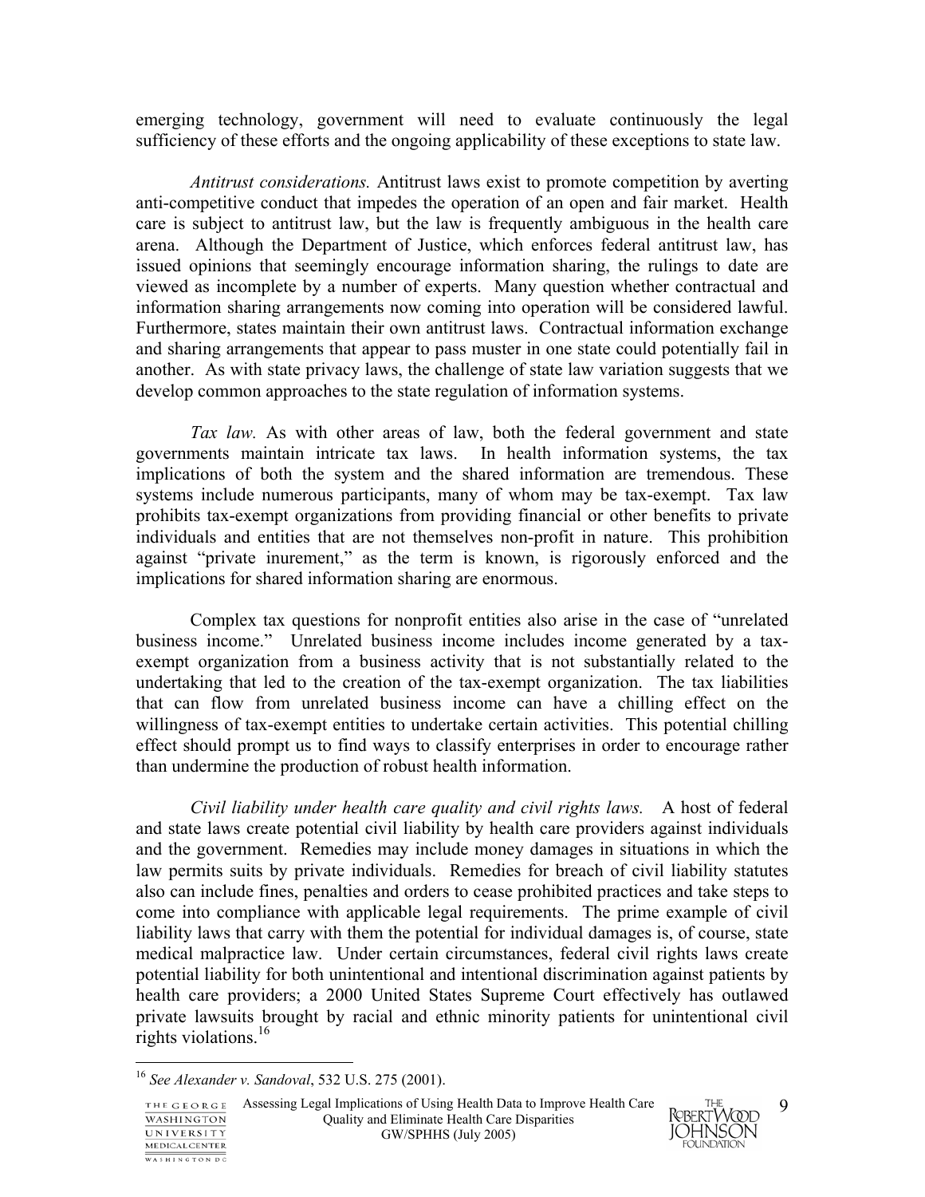emerging technology, government will need to evaluate continuously the legal sufficiency of these efforts and the ongoing applicability of these exceptions to state law.

*Antitrust considerations.* Antitrust laws exist to promote competition by averting anti-competitive conduct that impedes the operation of an open and fair market. Health care is subject to antitrust law, but the law is frequently ambiguous in the health care arena. Although the Department of Justice, which enforces federal antitrust law, has issued opinions that seemingly encourage information sharing, the rulings to date are viewed as incomplete by a number of experts. Many question whether contractual and information sharing arrangements now coming into operation will be considered lawful. Furthermore, states maintain their own antitrust laws. Contractual information exchange and sharing arrangements that appear to pass muster in one state could potentially fail in another. As with state privacy laws, the challenge of state law variation suggests that we develop common approaches to the state regulation of information systems.

*Tax law.* As with other areas of law, both the federal government and state governments maintain intricate tax laws. In health information systems, the tax implications of both the system and the shared information are tremendous. These systems include numerous participants, many of whom may be tax-exempt. Tax law prohibits tax-exempt organizations from providing financial or other benefits to private individuals and entities that are not themselves non-profit in nature. This prohibition against "private inurement," as the term is known, is rigorously enforced and the implications for shared information sharing are enormous.

Complex tax questions for nonprofit entities also arise in the case of "unrelated business income." Unrelated business income includes income generated by a tax-exempt organization from a business activity that is not substantially related to the undertaking that led to the creation of the tax-exempt organization. The tax liabilities that can flow from unrelated business income can have a chilling effect on the willingness of tax-exempt entities to undertake certain activities. This potential chilling effect should prompt us to find ways to classify enterprises in order to encourage rather than undermine the production of robust health information.

*Civil liability under health care quality and civil rights laws.* A host of federal and state laws create potential civil liability by health care providers against individuals and the government. Remedies may include money damages in situations in which the law permits suits by private individuals. Remedies for breach of civil liability statutes also can include fines, penalties and orders to cease prohibited practices and take steps to come into compliance with applicable legal requirements. The prime example of civil liability laws that carry with them the potential for individual damages is, of course, state medical malpractice law. Under certain circumstances, federal civil rights laws create potential liability for both unintentional and intentional discrimination against patients by health care providers; a 2000 United States Supreme Court effectively has outlawed private lawsuits brought by racial and ethnic minority patients for unintentional civil rights violations.[16]

---

[16] *See Alexander v. Sandoval*, 532 U.S. 275 (2001).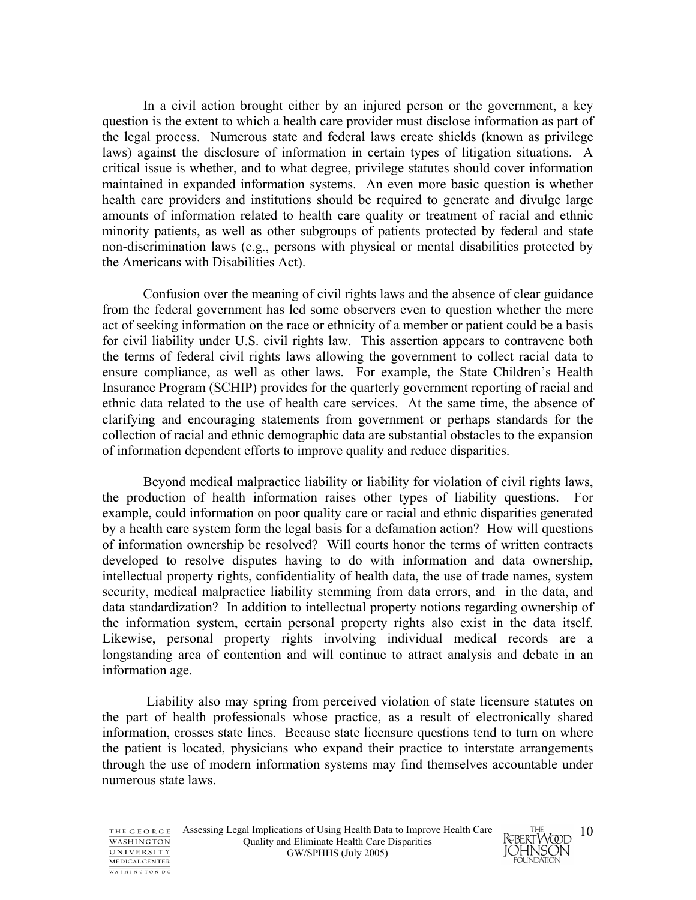In a civil action brought either by an injured person or the government, a key question is the extent to which a health care provider must disclose information as part of the legal process. Numerous state and federal laws create shields (known as privilege laws) against the disclosure of information in certain types of litigation situations. A critical issue is whether, and to what degree, privilege statutes should cover information maintained in expanded information systems. An even more basic question is whether health care providers and institutions should be required to generate and divulge large amounts of information related to health care quality or treatment of racial and ethnic minority patients, as well as other subgroups of patients protected by federal and state non-discrimination laws (e.g., persons with physical or mental disabilities protected by the Americans with Disabilities Act).

Confusion over the meaning of civil rights laws and the absence of clear guidance from the federal government has led some observers even to question whether the mere act of seeking information on the race or ethnicity of a member or patient could be a basis for civil liability under U.S. civil rights law. This assertion appears to contravene both the terms of federal civil rights laws allowing the government to collect racial data to ensure compliance, as well as other laws. For example, the State Children's Health Insurance Program (SCHIP) provides for the quarterly government reporting of racial and ethnic data related to the use of health care services. At the same time, the absence of clarifying and encouraging statements from government or perhaps standards for the collection of racial and ethnic demographic data are substantial obstacles to the expansion of information dependent efforts to improve quality and reduce disparities.

Beyond medical malpractice liability or liability for violation of civil rights laws, the production of health information raises other types of liability questions. For example, could information on poor quality care or racial and ethnic disparities generated by a health care system form the legal basis for a defamation action? How will questions of information ownership be resolved? Will courts honor the terms of written contracts developed to resolve disputes having to do with information and data ownership, intellectual property rights, confidentiality of health data, the use of trade names, system security, medical malpractice liability stemming from data errors, and in the data, and data standardization? In addition to intellectual property notions regarding ownership of the information system, certain personal property rights also exist in the data itself. Likewise, personal property rights involving individual medical records are a longstanding area of contention and will continue to attract analysis and debate in an information age.

Liability also may spring from perceived violation of state licensure statutes on the part of health professionals whose practice, as a result of electronically shared information, crosses state lines. Because state licensure questions tend to turn on where the patient is located, physicians who expand their practice to interstate arrangements through the use of modern information systems may find themselves accountable under numerous state laws.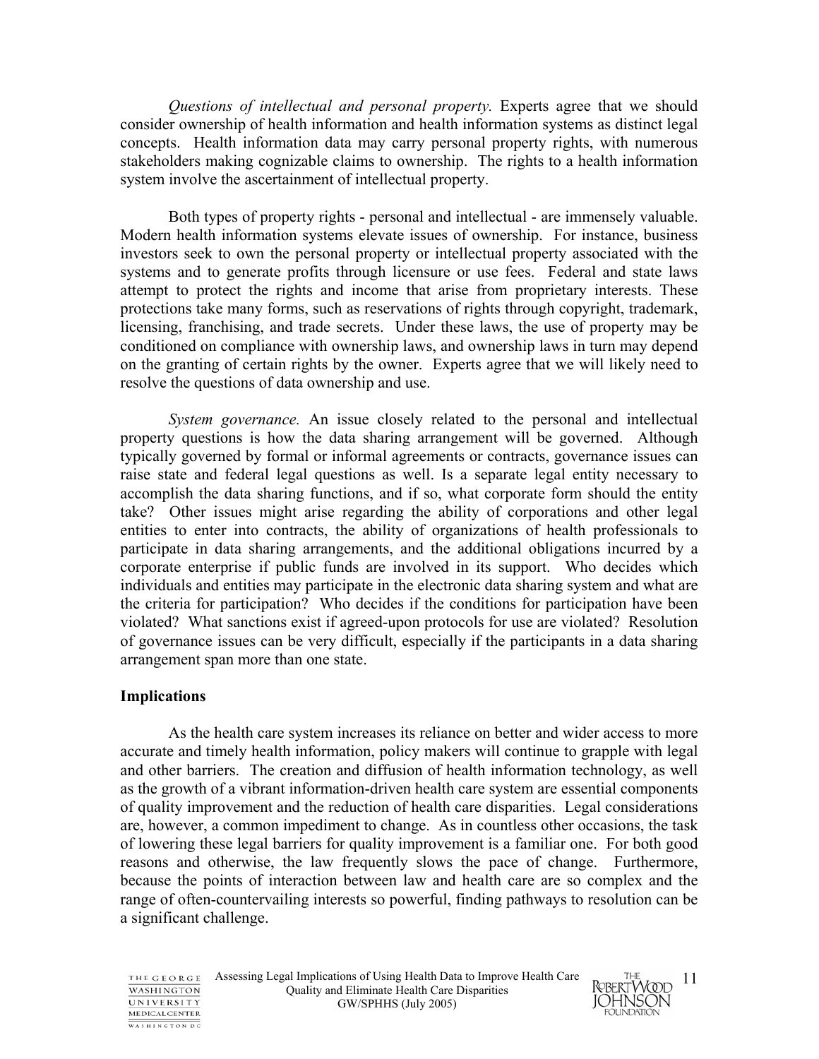*Questions of intellectual and personal property.* Experts agree that we should consider ownership of health information and health information systems as distinct legal concepts. Health information data may carry personal property rights, with numerous stakeholders making cognizable claims to ownership. The rights to a health information system involve the ascertainment of intellectual property.

Both types of property rights - personal and intellectual - are immensely valuable. Modern health information systems elevate issues of ownership. For instance, business investors seek to own the personal property or intellectual property associated with the systems and to generate profits through licensure or use fees. Federal and state laws attempt to protect the rights and income that arise from proprietary interests. These protections take many forms, such as reservations of rights through copyright, trademark, licensing, franchising, and trade secrets. Under these laws, the use of property may be conditioned on compliance with ownership laws, and ownership laws in turn may depend on the granting of certain rights by the owner. Experts agree that we will likely need to resolve the questions of data ownership and use.

*System governance.* An issue closely related to the personal and intellectual property questions is how the data sharing arrangement will be governed. Although typically governed by formal or informal agreements or contracts, governance issues can raise state and federal legal questions as well. Is a separate legal entity necessary to accomplish the data sharing functions, and if so, what corporate form should the entity take? Other issues might arise regarding the ability of corporations and other legal entities to enter into contracts, the ability of organizations of health professionals to participate in data sharing arrangements, and the additional obligations incurred by a corporate enterprise if public funds are involved in its support. Who decides which individuals and entities may participate in the electronic data sharing system and what are the criteria for participation? Who decides if the conditions for participation have been violated? What sanctions exist if agreed-upon protocols for use are violated? Resolution of governance issues can be very difficult, especially if the participants in a data sharing arrangement span more than one state.

## Implications

As the health care system increases its reliance on better and wider access to more accurate and timely health information, policy makers will continue to grapple with legal and other barriers. The creation and diffusion of health information technology, as well as the growth of a vibrant information-driven health care system are essential components of quality improvement and the reduction of health care disparities. Legal considerations are, however, a common impediment to change. As in countless other occasions, the task of lowering these legal barriers for quality improvement is a familiar one. For both good reasons and otherwise, the law frequently slows the pace of change. Furthermore, because the points of interaction between law and health care are so complex and the range of often-countervailing interests so powerful, finding pathways to resolution can be a significant challenge.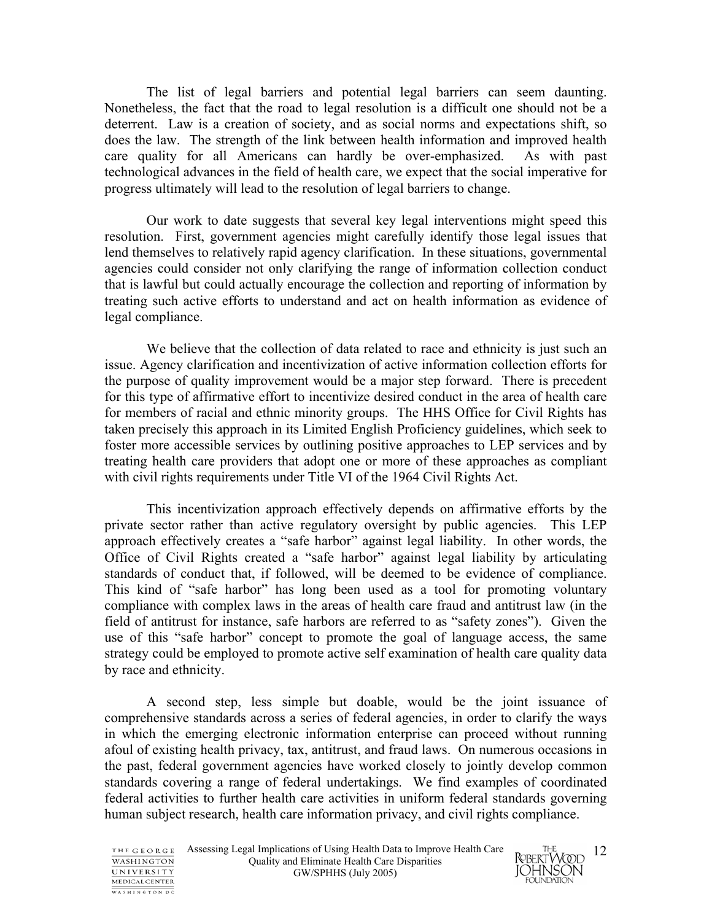The list of legal barriers and potential legal barriers can seem daunting. Nonetheless, the fact that the road to legal resolution is a difficult one should not be a deterrent. Law is a creation of society, and as social norms and expectations shift, so does the law. The strength of the link between health information and improved health care quality for all Americans can hardly be over-emphasized. As with past technological advances in the field of health care, we expect that the social imperative for progress ultimately will lead to the resolution of legal barriers to change.

Our work to date suggests that several key legal interventions might speed this resolution. First, government agencies might carefully identify those legal issues that lend themselves to relatively rapid agency clarification. In these situations, governmental agencies could consider not only clarifying the range of information collection conduct that is lawful but could actually encourage the collection and reporting of information by treating such active efforts to understand and act on health information as evidence of legal compliance.

We believe that the collection of data related to race and ethnicity is just such an issue. Agency clarification and incentivization of active information collection efforts for the purpose of quality improvement would be a major step forward. There is precedent for this type of affirmative effort to incentivize desired conduct in the area of health care for members of racial and ethnic minority groups. The HHS Office for Civil Rights has taken precisely this approach in its Limited English Proficiency guidelines, which seek to foster more accessible services by outlining positive approaches to LEP services and by treating health care providers that adopt one or more of these approaches as compliant with civil rights requirements under Title VI of the 1964 Civil Rights Act.

This incentivization approach effectively depends on affirmative efforts by the private sector rather than active regulatory oversight by public agencies. This LEP approach effectively creates a "safe harbor" against legal liability. In other words, the Office of Civil Rights created a "safe harbor" against legal liability by articulating standards of conduct that, if followed, will be deemed to be evidence of compliance. This kind of "safe harbor" has long been used as a tool for promoting voluntary compliance with complex laws in the areas of health care fraud and antitrust law (in the field of antitrust for instance, safe harbors are referred to as "safety zones"). Given the use of this "safe harbor" concept to promote the goal of language access, the same strategy could be employed to promote active self examination of health care quality data by race and ethnicity.

A second step, less simple but doable, would be the joint issuance of comprehensive standards across a series of federal agencies, in order to clarify the ways in which the emerging electronic information enterprise can proceed without running afoul of existing health privacy, tax, antitrust, and fraud laws. On numerous occasions in the past, federal government agencies have worked closely to jointly develop common standards covering a range of federal undertakings. We find examples of coordinated federal activities to further health care activities in uniform federal standards governing human subject research, health care information privacy, and civil rights compliance.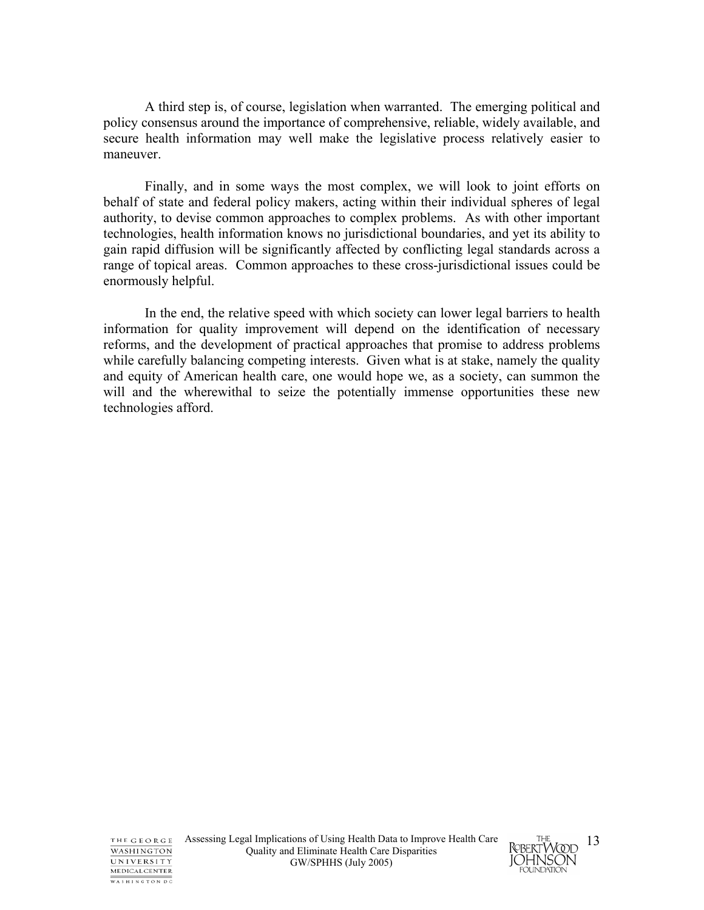A third step is, of course, legislation when warranted. The emerging political and policy consensus around the importance of comprehensive, reliable, widely available, and secure health information may well make the legislative process relatively easier to maneuver.

Finally, and in some ways the most complex, we will look to joint efforts on behalf of state and federal policy makers, acting within their individual spheres of legal authority, to devise common approaches to complex problems. As with other important technologies, health information knows no jurisdictional boundaries, and yet its ability to gain rapid diffusion will be significantly affected by conflicting legal standards across a range of topical areas. Common approaches to these cross-jurisdictional issues could be enormously helpful.

In the end, the relative speed with which society can lower legal barriers to health information for quality improvement will depend on the identification of necessary reforms, and the development of practical approaches that promise to address problems while carefully balancing competing interests. Given what is at stake, namely the quality and equity of American health care, one would hope we, as a society, can summon the will and the wherewithal to seize the potentially immense opportunities these new technologies afford.